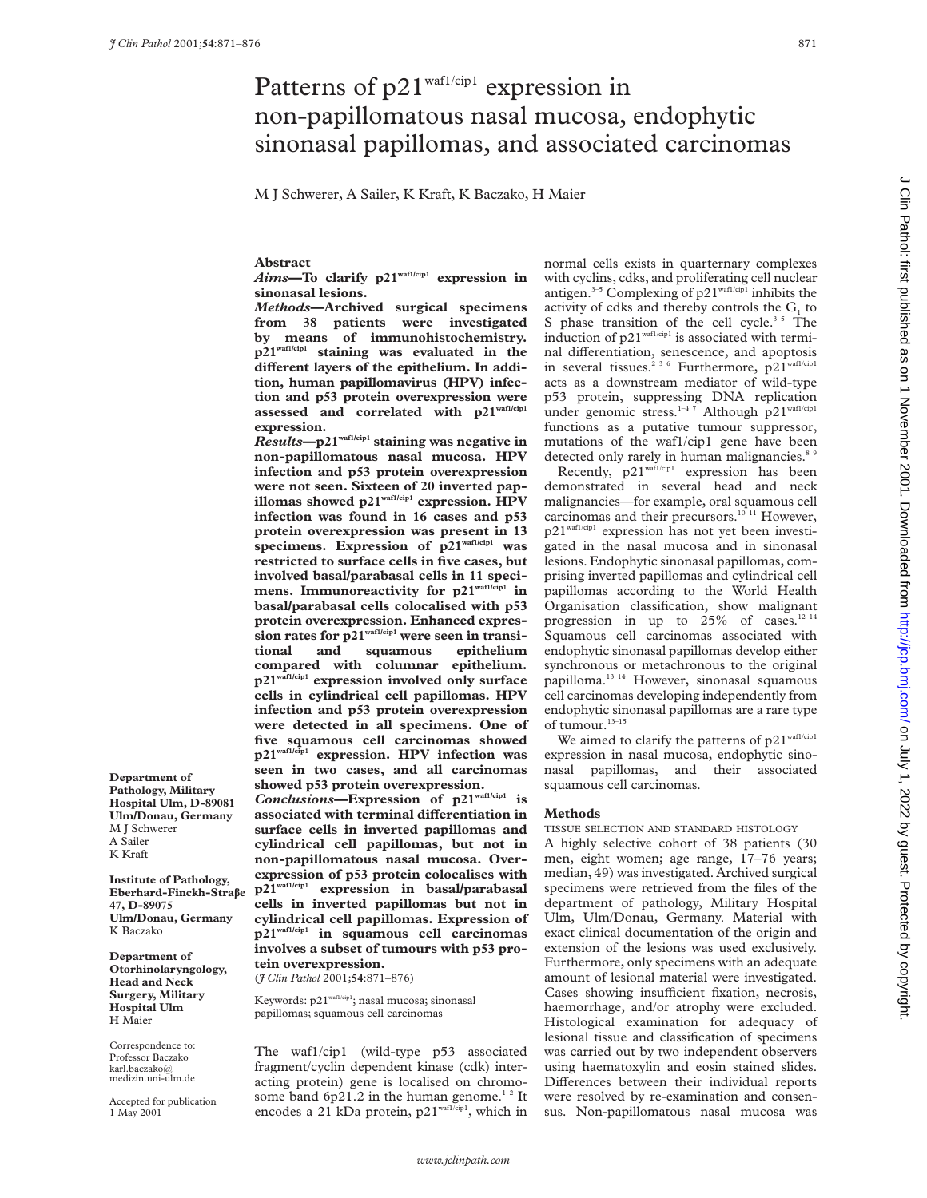# Patterns of p21$^{waf1/cip1}$ expression in non-papillomatous nasal mucosa, endophytic sinonasal papillomas, and associated carcinomas

M J Schwerer, A Sailer, K Kraft, K Baczako, H Maier

Department of Pathology, Military Hospital Ulm, D-89081 Ulm/Donau, Germany
M J Schwerer
A Sailer
K Kraft

Institute of Pathology, Eberhard-Finckh-Straβe 47, D-89075 Ulm/Donau, Germany
K Baczako

Department of Otorhinolaryngology, Head and Neck Surgery, Military Hospital Ulm
H Maier

Correspondence to: Professor Baczako
karl.baczako@medizin.uni-ulm.de

Accepted for publication 1 May 2001

## Abstract

***Aims*—To clarify p21$^{waf1/cip1}$ expression in sinonasal lesions.**

***Methods*—Archived surgical specimens from 38 patients were investigated by means of immunohistochemistry. p21$^{waf1/cip1}$ staining was evaluated in the different layers of the epithelium. In addition, human papillomavirus (HPV) infection and p53 protein overexpression were assessed and correlated with p21$^{waf1/cip1}$ expression.**

***Results*—p21$^{waf1/cip1}$ staining was negative in non-papillomatous nasal mucosa. HPV infection and p53 protein overexpression were not seen. Sixteen of 20 inverted papillomas showed p21$^{waf1/cip1}$ expression. HPV infection was found in 16 cases and p53 protein overexpression was present in 13 specimens. Expression of p21$^{waf1/cip1}$ was restricted to surface cells in five cases, but involved basal/parabasal cells in 11 specimens. Immunoreactivity for p21$^{waf1/cip1}$ in basal/parabasal cells colocalised with p53 protein overexpression. Enhanced expression rates for p21$^{waf1/cip1}$ were seen in transitional and squamous epithelium compared with columnar epithelium. p21$^{waf1/cip1}$ expression involved only surface cells in cylindrical cell papillomas. HPV infection and p53 protein overexpression were detected in all specimens. One of five squamous cell carcinomas showed p21$^{waf1/cip1}$ expression. HPV infection was seen in two cases, and all carcinomas showed p53 protein overexpression.**

***Conclusions*—Expression of p21$^{waf1/cip1}$ is associated with terminal differentiation in surface cells in inverted papillomas and cylindrical cell papillomas, but not in non-papillomatous nasal mucosa. Overexpression of p53 protein colocalises with p21$^{waf1/cip1}$ expression in basal/parabasal cells in inverted papillomas but not in cylindrical cell papillomas. Expression of p21$^{waf1/cip1}$ in squamous cell carcinomas involves a subset of tumours with p53 protein overexpression.**

(*J Clin Pathol* 2001;**54**:871–876)

Keywords: p21$^{waf1/cip1}$; nasal mucosa; sinonasal papillomas; squamous cell carcinomas

The waf1/cip1 (wild-type p53 associated fragment/cyclin dependent kinase (cdk) interacting protein) gene is localised on chromosome band 6p21.2 in the human genome.[1 2] It encodes a 21 kDa protein, p21$^{waf1/cip1}$, which in normal cells exists in quarternary complexes with cyclins, cdks, and proliferating cell nuclear antigen.[3–5] Complexing of p21$^{waf1/cip1}$ inhibits the activity of cdks and thereby controls the $G_1$ to S phase transition of the cell cycle.[3–5] The induction of p21$^{waf1/cip1}$ is associated with terminal differentiation, senescence, and apoptosis in several tissues.[2 3 6] Furthermore, p21$^{waf1/cip1}$ acts as a downstream mediator of wild-type p53 protein, suppressing DNA replication under genomic stress.[1–4 7] Although p21$^{waf1/cip1}$ functions as a putative tumour suppressor, mutations of the waf1/cip1 gene have been detected only rarely in human malignancies.[8 9]

Recently, p21$^{waf1/cip1}$ expression has been demonstrated in several head and neck malignancies—for example, oral squamous cell carcinomas and their precursors.[10 11] However, p21$^{waf1/cip1}$ expression has not yet been investigated in the nasal mucosa and in sinonasal lesions. Endophytic sinonasal papillomas, comprising inverted papillomas and cylindrical cell papillomas according to the World Health Organisation classification, show malignant progression in up to 25% of cases.[12–14] Squamous cell carcinomas associated with endophytic sinonasal papillomas develop either synchronous or metachronous to the original papilloma.[13 14] However, sinonasal squamous cell carcinomas developing independently from endophytic sinonasal papillomas are a rare type of tumour.[13–15]

We aimed to clarify the patterns of p21$^{waf1/cip1}$ expression in nasal mucosa, endophytic sinonasal papillomas, and their associated squamous cell carcinomas.

## Methods

### TISSUE SELECTION AND STANDARD HISTOLOGY

A highly selective cohort of 38 patients (30 men, eight women; age range, 17–76 years; median, 49) was investigated. Archived surgical specimens were retrieved from the files of the department of pathology, Military Hospital Ulm, Ulm/Donau, Germany. Material with exact clinical documentation of the origin and extension of the lesions was used exclusively. Furthermore, only specimens with an adequate amount of lesional material were investigated. Cases showing insufficient fixation, necrosis, haemorrhage, and/or atrophy were excluded. Histological examination for adequacy of lesional tissue and classification of specimens was carried out by two independent observers using haematoxylin and eosin stained slides. Differences between their individual reports were resolved by re-examination and consensus. Non-papillomatous nasal mucosa was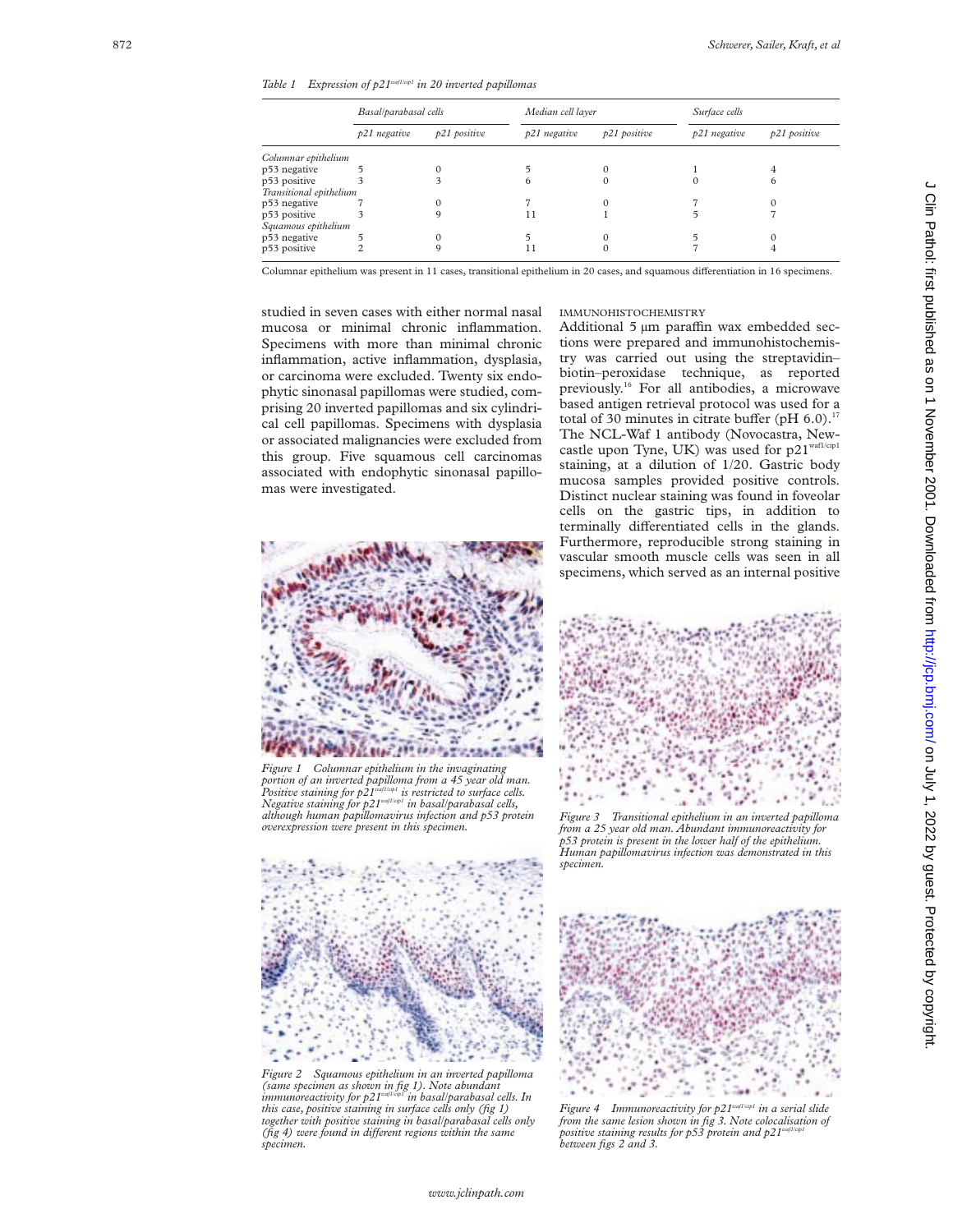*Table 1 Expression of p21$^{waf1/cip1}$ in 20 inverted papillomas*

| | Basal/parabasal cells | | Median cell layer | | Surface cells | |
|---|---|---|---|---|---|---|
| | p21 negative | p21 positive | p21 negative | p21 positive | p21 negative | p21 positive |
| *Columnar epithelium* | | | | | | |
| p53 negative | 5 | 0 | 5 | 0 | 1 | 4 |
| p53 positive | 3 | 3 | 6 | 0 | 0 | 6 |
| *Transitional epithelium* | | | | | | |
| p53 negative | 7 | 0 | 7 | 0 | 7 | 0 |
| p53 positive | 3 | 9 | 11 | 1 | 5 | 7 |
| *Squamous epithelium* | | | | | | |
| p53 negative | 5 | 0 | 5 | 0 | 5 | 0 |
| p53 positive | 2 | 9 | 11 | 0 | 7 | 4 |

Columnar epithelium was present in 11 cases, transitional epithelium in 20 cases, and squamous differentiation in 16 specimens.

studied in seven cases with either normal nasal mucosa or minimal chronic inflammation. Specimens with more than minimal chronic inflammation, active inflammation, dysplasia, or carcinoma were excluded. Twenty six endophytic sinonasal papillomas were studied, comprising 20 inverted papillomas and six cylindrical cell papillomas. Specimens with dysplasia or associated malignancies were excluded from this group. Five squamous cell carcinomas associated with endophytic sinonasal papillomas were investigated.

*Figure 1 Columnar epithelium in the invaginating portion of an inverted papilloma from a 45 year old man. Positive staining for p21$^{waf1/cip1}$ is restricted to surface cells. Negative staining for p21$^{waf1/cip1}$ in basal/parabasal cells, although human papillomavirus infection and p53 protein overexpression were present in this specimen.*

*Figure 2 Squamous epithelium in an inverted papilloma (same specimen as shown in fig 1). Note abundant immunoreactivity for p21$^{waf1/cip1}$ in basal/parabasal cells. In this case, positive staining in surface cells only (fig 1) together with positive staining in basal/parabasal cells only (fig 4) were found in different regions within the same specimen.*

### IMMUNOHISTOCHEMISTRY

Additional 5 µm paraffin wax embedded sections were prepared and immunohistochemistry was carried out using the streptavidin–biotin–peroxidase technique, as reported previously.[16] For all antibodies, a microwave based antigen retrieval protocol was used for a total of 30 minutes in citrate buffer (pH 6.0).[17] The NCL-Waf 1 antibody (Novocastra, Newcastle upon Tyne, UK) was used for p21$^{waf1/cip1}$ staining, at a dilution of 1/20. Gastric body mucosa samples provided positive controls. Distinct nuclear staining was found in foveolar cells on the gastric tips, in addition to terminally differentiated cells in the glands. Furthermore, reproducible strong staining in vascular smooth muscle cells was seen in all specimens, which served as an internal positive

*Figure 3 Transitional epithelium in an inverted papilloma from a 25 year old man. Abundant immunoreactivity for p53 protein is present in the lower half of the epithelium. Human papillomavirus infection was demonstrated in this specimen.*

*Figure 4 Immunoreactivity for p21$^{waf1/cip1}$ in a serial slide from the same lesion shown in fig 3. Note colocalisation of positive staining results for p53 protein and p21$^{waf1/cip1}$ between figs 2 and 3.*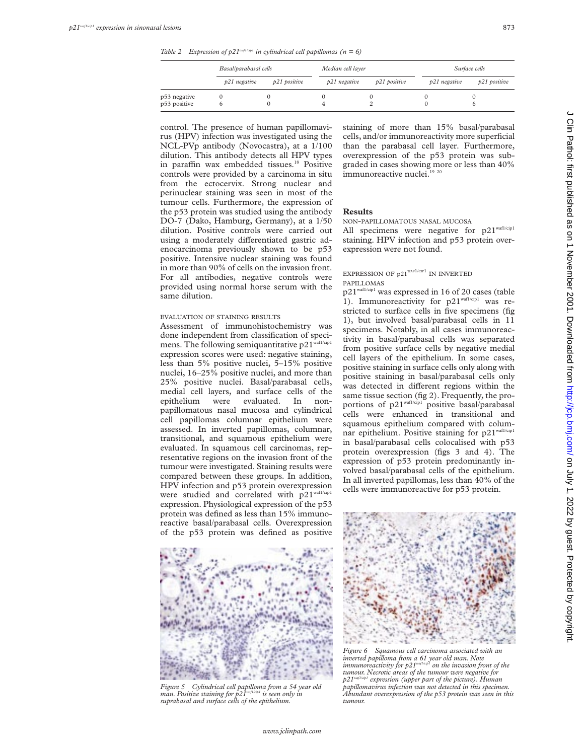*Table 2 Expression of p21$^{waf1/cip1}$ in cylindrical cell papillomas (n = 6)*

| | Basal/parabasal cells | | Median cell layer | | Surface cells | |
|---|---|---|---|---|---|---|
| | p21 negative | p21 positive | p21 negative | p21 positive | p21 negative | p21 positive |
| p53 negative | 0 | 0 | 0 | 0 | 0 | 0 |
| p53 positive | 6 | 0 | 4 | 2 | 0 | 6 |

control. The presence of human papillomavirus (HPV) infection was investigated using the NCL-PVp antibody (Novocastra), at a 1/100 dilution. This antibody detects all HPV types in paraffin wax embedded tissues.[18] Positive controls were provided by a carcinoma in situ from the ectocervix. Strong nuclear and perinuclear staining was seen in most of the tumour cells. Furthermore, the expression of the p53 protein was studied using the antibody DO-7 (Dako, Hamburg, Germany), at a 1/50 dilution. Positive controls were carried out using a moderately differentiated gastric adenocarcinoma previously shown to be p53 positive. Intensive nuclear staining was found in more than 90% of cells on the invasion front. For all antibodies, negative controls were provided using normal horse serum with the same dilution.

#### EVALUATION OF STAINING RESULTS

Assessment of immunohistochemistry was done independent from classification of specimens. The following semiquantitative p21$^{waf1/cip1}$ expression scores were used: negative staining, less than 5% positive nuclei, 5–15% positive nuclei, 16–25% positive nuclei, and more than 25% positive nuclei. Basal/parabasal cells, medial cell layers, and surface cells of the epithelium were evaluated. In non-papillomatous nasal mucosa and cylindrical cell papillomas columnar epithelium were assessed. In inverted papillomas, columnar, transitional, and squamous epithelium were evaluated. In squamous cell carcinomas, representative regions on the invasion front of the tumour were investigated. Staining results were compared between these groups. In addition, HPV infection and p53 protein overexpression were studied and correlated with p21$^{waf1/cip1}$ expression. Physiological expression of the p53 protein was defined as less than 15% immunoreactive basal/parabasal cells. Overexpression of the p53 protein was defined as positive staining of more than 15% basal/parabasal cells, and/or immunoreactivity more superficial than the parabasal cell layer. Furthermore, overexpression of the p53 protein was subgraded in cases showing more or less than 40% immunoreactive nuclei.[19 20]

## Results

#### NON-PAPILLOMATOUS NASAL MUCOSA

All specimens were negative for p21$^{waf1/cip1}$ staining. HPV infection and p53 protein overexpression were not found.

#### EXPRESSION OF p21$^{WAF1/CIP1}$ IN INVERTED PAPILLOMAS

p21$^{waf1/cip1}$ was expressed in 16 of 20 cases (table 1). Immunoreactivity for p21$^{waf1/cip1}$ was restricted to surface cells in five specimens (fig 1), but involved basal/parabasal cells in 11 specimens. Notably, in all cases immunoreactivity in basal/parabasal cells was separated from positive surface cells by negative medial cell layers of the epithelium. In some cases, positive staining in surface cells only along with positive staining in basal/parabasal cells only was detected in different regions within the same tissue section (fig 2). Frequently, the proportions of p21$^{waf1/cip1}$ positive basal/parabasal cells were enhanced in transitional and squamous epithelium compared with columnar epithelium. Positive staining for p21$^{waf1/cip1}$ in basal/parabasal cells colocalised with p53 protein overexpression (figs 3 and 4). The expression of p53 protein predominantly involved basal/parabasal cells of the epithelium. In all inverted papillomas, less than 40% of the cells were immunoreactive for p53 protein.

*Figure 5 Cylindrical cell papilloma from a 54 year old man. Positive staining for p21$^{waf1/cip1}$ is seen only in suprabasal and surface cells of the epithelium.*

*Figure 6 Squamous cell carcinoma associated with an inverted papilloma from a 61 year old man. Note immunoreactivity for p21$^{waf1/cip1}$ on the invasion front of the tumour. Necrotic areas of the tumour were negative for p21$^{waf1/cip1}$ expression (upper part of the picture). Human papillomavirus infection was not detected in this specimen. Abundant overexpression of the p53 protein was seen in this tumour.*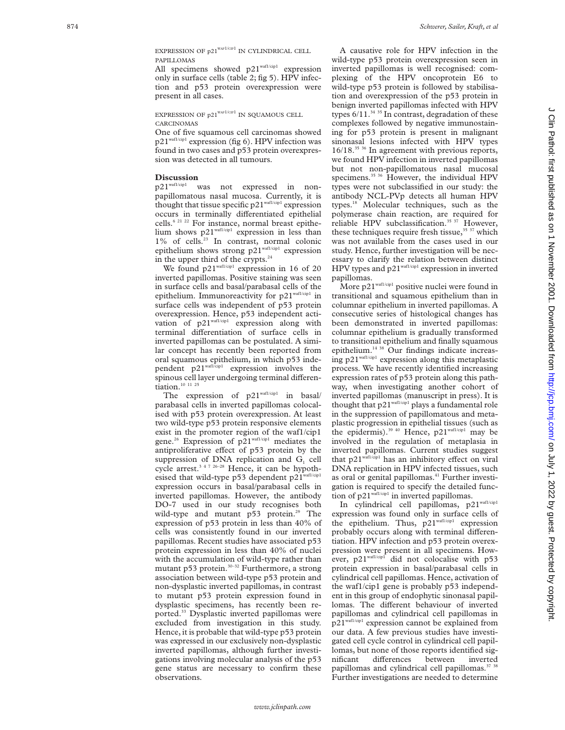### EXPRESSION OF p21$^{waf1/cip1}$ IN CYLINDRICAL CELL PAPILLOMAS

All specimens showed p21$^{waf1/cip1}$ expression only in surface cells (table 2; fig 5). HPV infection and p53 protein overexpression were present in all cases.

### EXPRESSION OF p21$^{waf1/cip1}$ IN SQUAMOUS CELL CARCINOMAS

One of five squamous cell carcinomas showed p21$^{waf1/cip1}$ expression (fig 6). HPV infection was found in two cases and p53 protein overexpression was detected in all tumours.

## Discussion

p21$^{waf1/cip1}$ was not expressed in non-papillomatous nasal mucosa. Currently, it is thought that tissue specific p21$^{waf1/cip1}$ expression occurs in terminally differentiated epithelial cells.[6 21 22] For instance, normal breast epithelium shows p21$^{waf1/cip1}$ expression in less than 1% of cells.[23] In contrast, normal colonic epithelium shows strong p21$^{waf1/cip1}$ expression in the upper third of the crypts.[24]

We found p21$^{waf1/cip1}$ expression in 16 of 20 inverted papillomas. Positive staining was seen in surface cells and basal/parabasal cells of the epithelium. Immunoreactivity for p21$^{waf1/cip1}$ in surface cells was independent of p53 protein overexpression. Hence, p53 independent activation of p21$^{waf1/cip1}$ expression along with terminal differentiation of surface cells in inverted papillomas can be postulated. A similar concept has recently been reported from oral squamous epithelium, in which p53 independent p21$^{waf1/cip1}$ expression involves the spinous cell layer undergoing terminal differentiation.[10 11 25]

The expression of p21$^{waf1/cip1}$ in basal/parabasal cells in inverted papillomas colocalised with p53 protein overexpression. At least two wild-type p53 protein responsive elements exist in the promoter region of the waf1/cip1 gene.[26] Expression of p21$^{waf1/cip1}$ mediates the antiproliferative effect of p53 protein by the suppression of DNA replication and $G_1$ cell cycle arrest.[3 4 7 26–28] Hence, it can be hypothesised that wild-type p53 dependent p21$^{waf1/cip1}$ expression occurs in basal/parabasal cells in inverted papillomas. However, the antibody DO-7 used in our study recognises both wild-type and mutant p53 protein.[29] The expression of p53 protein in less than 40% of cells was consistently found in our inverted papillomas. Recent studies have associated p53 protein expression in less than 40% of nuclei with the accumulation of wild-type rather than mutant p53 protein.[30–32] Furthermore, a strong association between wild-type p53 protein and non-dysplastic inverted papillomas, in contrast to mutant p53 protein expression found in dysplastic specimens, has recently been reported.[33] Dysplastic inverted papillomas were excluded from investigation in this study. Hence, it is probable that wild-type p53 protein was expressed in our exclusively non-dysplastic inverted papillomas, although further investigations involving molecular analysis of the p53 gene status are necessary to confirm these observations.

A causative role for HPV infection in the wild-type p53 protein overexpression seen in inverted papillomas is well recognised: complexing of the HPV oncoprotein E6 to wild-type p53 protein is followed by stabilisation and overexpression of the p53 protein in benign inverted papillomas infected with HPV types 6/11.[34 35] In contrast, degradation of these complexes followed by negative immunostaining for p53 protein is present in malignant sinonasal lesions infected with HPV types 16/18.[35 36] In agreement with previous reports, we found HPV infection in inverted papillomas but not non-papillomatous nasal mucosal specimens.[35 36] However, the individual HPV types were not subclassified in our study: the antibody NCL-PVp detects all human HPV types.[18] Molecular techniques, such as the polymerase chain reaction, are required for reliable HPV subclassification.[35 37] However, these techniques require fresh tissue,[35 37] which was not available from the cases used in our study. Hence, further investigation will be necessary to clarify the relation between distinct HPV types and p21$^{waf1/cip1}$ expression in inverted papillomas.

More p21$^{waf1/cip1}$ positive nuclei were found in transitional and squamous epithelium than in columnar epithelium in inverted papillomas. A consecutive series of histological changes has been demonstrated in inverted papillomas: columnar epithelium is gradually transformed to transitional epithelium and finally squamous epithelium.[14 38] Our findings indicate increasing p21$^{waf1/cip1}$ expression along this metaplastic process. We have recently identified increasing expression rates of p53 protein along this pathway, when investigating another cohort of inverted papillomas (manuscript in press). It is thought that p21$^{waf1/cip1}$ plays a fundamental role in the suppression of papillomatous and metaplastic progression in epithelial tissues (such as the epidermis).[39 40] Hence, p21$^{waf1/cip1}$ may be involved in the regulation of metaplasia in inverted papillomas. Current studies suggest that p21$^{waf1/cip1}$ has an inhibitory effect on viral DNA replication in HPV infected tissues, such as oral or genital papillomas.[41] Further investigation is required to specify the detailed function of p21$^{waf1/cip1}$ in inverted papillomas.

In cylindrical cell papillomas, p21$^{waf1/cip1}$ expression was found only in surface cells of the epithelium. Thus, p21$^{waf1/cip1}$ expression probably occurs along with terminal differentiation. HPV infection and p53 protein overexpression were present in all specimens. However, p21$^{waf1/cip1}$ did not colocalise with p53 protein expression in basal/parabasal cells in cylindrical cell papillomas. Hence, activation of the waf1/cip1 gene is probably p53 independent in this group of endophytic sinonasal papillomas. The different behaviour of inverted papillomas and cylindrical cell papillomas in p21$^{waf1/cip1}$ expression cannot be explained from our data. A few previous studies have investigated cell cycle control in cylindrical cell papillomas, but none of those reports identified significant differences between inverted papillomas and cylindrical cell papillomas.[37 38] Further investigations are needed to determine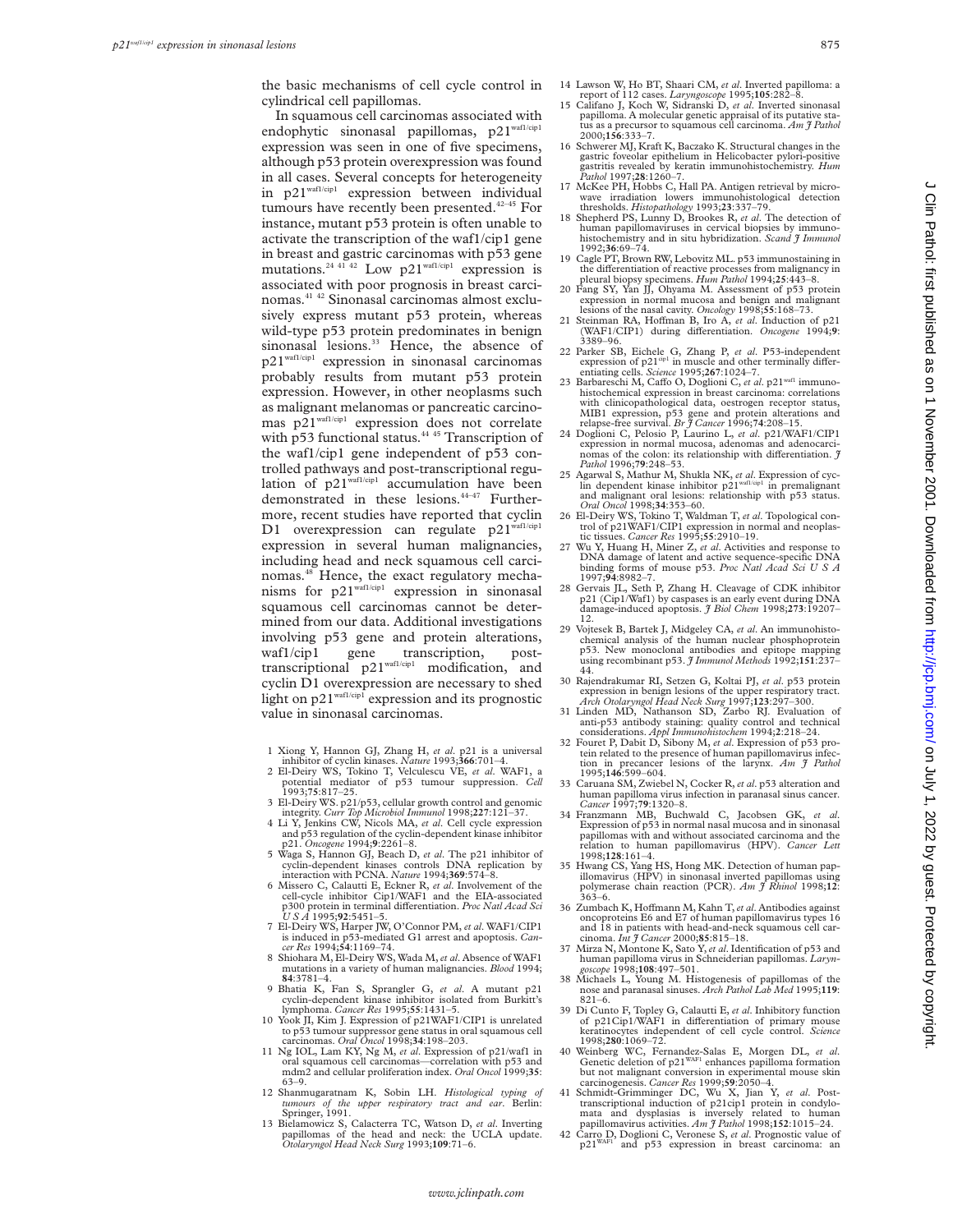the basic mechanisms of cell cycle control in cylindrical cell papillomas.

In squamous cell carcinomas associated with endophytic sinonasal papillomas, p21$^{waf1/cip1}$ expression was seen in one of five specimens, although p53 protein overexpression was found in all cases. Several concepts for heterogeneity in p21$^{waf1/cip1}$ expression between individual tumours have recently been presented.[42–45] For instance, mutant p53 protein is often unable to activate the transcription of the waf1/cip1 gene in breast and gastric carcinomas with p53 gene mutations.[24 41 42] Low p21$^{waf1/cip1}$ expression is associated with poor prognosis in breast carcinomas.[41 42] Sinonasal carcinomas almost exclusively express mutant p53 protein, whereas wild-type p53 protein predominates in benign sinonasal lesions.[33] Hence, the absence of p21$^{waf1/cip1}$ expression in sinonasal carcinomas probably results from mutant p53 protein expression. However, in other neoplasms such as malignant melanomas or pancreatic carcinomas p21$^{waf1/cip1}$ expression does not correlate with p53 functional status.[44 45] Transcription of the waf1/cip1 gene independent of p53 controlled pathways and post-transcriptional regulation of p21$^{waf1/cip1}$ accumulation have been demonstrated in these lesions.[44–47] Furthermore, recent studies have reported that cyclin D1 overexpression can regulate p21$^{waf1/cip1}$ expression in several human malignancies, including head and neck squamous cell carcinomas.[48] Hence, the exact regulatory mechanisms for p21$^{waf1/cip1}$ expression in sinonasal squamous cell carcinomas cannot be determined from our data. Additional investigations involving p53 gene and protein alterations, waf1/cip1 gene transcription, post-transcriptional p21$^{waf1/cip1}$ modification, and cyclin D1 overexpression are necessary to shed light on p21$^{waf1/cip1}$ expression and its prognostic value in sinonasal carcinomas.

1 Xiong Y, Hannon GJ, Zhang H, *et al*. p21 is a universal inhibitor of cyclin kinases. *Nature* 1993;**366**:701–4.
2 El-Deiry WS, Tokino T, Velculescu VE, *et al*. WAF1, a potential mediator of p53 tumour suppression. *Cell* 1993;**75**:817–25.
3 El-Deiry WS. p21/p53, cellular growth control and genomic integrity. *Curr Top Microbiol Immunol* 1998;**227**:121–37.
4 Li Y, Jenkins CW, Nicols MA, *et al*. Cell cycle expression and p53 regulation of the cyclin-dependent kinase inhibitor p21. *Oncogene* 1994;**9**:2261–8.
5 Waga S, Hannon GJ, Beach D, *et al*. The p21 inhibitor of cyclin-dependent kinases controls DNA replication by interaction with PCNA. *Nature* 1994;**369**:574–8.
6 Missero C, Calautti E, Eckner R, *et al*. Involvement of the cell-cycle inhibitor Cip1/WAF1 and the EIA-associated p300 protein in terminal differentiation. *Proc Natl Acad Sci U S A* 1995;**92**:5451–5.
7 El-Deiry WS, Harper JW, O'Connor PM, *et al*. WAF1/CIP1 is induced in p53-mediated G1 arrest and apoptosis. *Cancer Res* 1994;**54**:1169–74.
8 Shiohara M, El-Deiry WS, Wada M, *et al*. Absence of WAF1 mutations in a variety of human malignancies. *Blood* 1994; **84**:3781–4.
9 Bhatia K, Fan S, Sprangler G, *et al*. A mutant p21 cyclin-dependent kinase inhibitor isolated from Burkitt's lymphoma. *Cancer Res* 1995;**55**:1431–5.
10 Yook JI, Kim J. Expression of p21WAF1/CIP1 is unrelated to p53 tumour suppressor gene status in oral squamous cell carcinomas. *Oral Oncol* 1998;**34**:198–203.
11 Ng IOL, Lam KY, Ng M, *et al*. Expression of p21/waf1 in oral squamous cell carcinomas—correlation with p53 and mdm2 and cellular proliferation index. *Oral Oncol* 1999;**35**: 63–9.
12 Shanmugaratnam K, Sobin LH. *Histological typing of tumours of the upper respiratory tract and ear*. Berlin: Springer, 1991.
13 Bielamowicz S, Calacterra TC, Watson D, *et al*. Inverting papillomas of the head and neck: the UCLA update. *Otolaryngol Head Neck Surg* 1993;**109**:71–6.
14 Lawson W, Ho BT, Shaari CM, *et al*. Inverted papilloma: a report of 112 cases. *Laryngoscope* 1995;**105**:282–8.
15 Califano J, Koch W, Sidranski D, *et al*. Inverted sinonasal papilloma. A molecular genetic appraisal of its putative status as a precursor to squamous cell carcinoma. *Am J Pathol* 2000;**156**:333–7.
16 Schwerer MJ, Kraft K, Baczako K. Structural changes in the gastric foveolar epithelium in Helicobacter pylori-positive gastritis revealed by keratin immunohistochemistry. *Hum Pathol* 1997;**28**:1260–7.
17 McKee PH, Hobbs C, Hall PA. Antigen retrieval by microwave irradiation lowers immunohistological detection thresholds. *Histopathology* 1993;**23**:337–79.
18 Shepherd PS, Lunny D, Brookes R, *et al*. The detection of human papillomaviruses in cervical biopsies by immunohistochemistry and in situ hybridization. *Scand J Immunol* 1992;**36**:69–74.
19 Cagle PT, Brown RW, Lebovitz ML. p53 immunostaining in the differentiation of reactive processes from malignancy in pleural biopsy specimens. *Hum Pathol* 1994;**25**:443–8.
20 Fang SY, Yan JJ, Ohyama M. Assessment of p53 protein expression in normal mucosa and benign and malignant lesions of the nasal cavity. *Oncology* 1998;**55**:168–73.
21 Steinman RA, Hoffman B, Iro A, *et al*. Induction of p21 (WAF1/CIP1) during differentiation. *Oncogene* 1994;**9**: 3389–96.
22 Parker SB, Eichele G, Zhang P, *et al*. P53-independent expression of p21$^{cip1}$ in muscle and other terminally differentiating cells. *Science* 1995;**267**:1024–7.
23 Barbareschi M, Caffo O, Doglioni C, *et al*. p21$^{waf1}$ immunohistochemical expression in breast carcinoma: correlations with clinicopathological data, oestrogen receptor status, MIB1 expression, p53 gene and protein alterations and relapse-free survival. *Br J Cancer* 1996;**74**:208–15.
24 Doglioni C, Pelosio P, Laurino L, *et al*. p21/WAF1/CIP1 expression in normal mucosa, adenomas and adenocarcinomas of the colon: its relationship with differentiation. *J Pathol* 1996;**79**:248–53.
25 Agarwal S, Mathur M, Shukla NK, *et al*. Expression of cyclin dependent kinase inhibitor p21$^{waf1/cip1}$ in premalignant and malignant oral lesions: relationship with p53 status. *Oral Oncol* 1998;**34**:353–60.
26 El-Deiry WS, Tokino T, Waldman T, *et al*. Topological control of p21WAF1/CIP1 expression in normal and neoplastic tissues. *Cancer Res* 1995;**55**:2910–19.
27 Wu Y, Huang H, Miner Z, *et al*. Activities and response to DNA damage of latent and active sequence-specific DNA binding forms of mouse p53. *Proc Natl Acad Sci U S A* 1997;**94**:8982–7.
28 Gervais JL, Seth P, Zhang H. Cleavage of CDK inhibitor p21 (Cip1/Waf1) by caspases is an early event during DNA damage-induced apoptosis. *J Biol Chem* 1998;**273**:19207–12.
29 Vojtesek B, Bartek J, Midgeley CA, *et al*. An immunohistochemical analysis of the human nuclear phosphoprotein p53. New monoclonal antibodies and epitope mapping using recombinant p53. *J Immunol Methods* 1992;**151**:237–44.
30 Rajendrakumar RI, Setzen G, Koltai PJ, *et al*. p53 protein expression in benign lesions of the upper respiratory tract. *Arch Otolaryngol Head Neck Surg* 1997;**123**:297–300.
31 Linden MD, Nathanson SD, Zarbo RJ. Evaluation of anti-p53 antibody staining: quality control and technical considerations. *Appl Immunohistochem* 1994;**2**:218–24.
32 Fouret P, Dabit D, Sibony M, *et al*. Expression of p53 protein related to the presence of human papillomavirus infection in precancer lesions of the larynx. *Am J Pathol* 1995;**146**:599–604.
33 Caruana SM, Zwiebel N, Cocker R, *et al*. p53 alteration and human papilloma virus infection in paranasal sinus cancer. *Cancer* 1997;**79**:1320–8.
34 Franzmann MB, Buchwald C, Jacobsen GK, *et al*. Expression of p53 in normal nasal mucosa and in sinonasal papillomas with and without associated carcinoma and the relation to human papillomavirus (HPV). *Cancer Lett* 1998;**128**:161–4.
35 Hwang CS, Yang HS, Hong MK. Detection of human papillomavirus (HPV) in sinonasal inverted papillomas using polymerase chain reaction (PCR). *Am J Rhinol* 1998;**12**: 363–6.
36 Zumbach K, Hoffmann M, Kahn T, *et al*. Antibodies against oncoproteins E6 and E7 of human papillomavirus types 16 and 18 in patients with head-and-neck squamous cell carcinoma. *Int J Cancer* 2000;**85**:815–18.
37 Mirza N, Montone K, Sato Y, *et al*. Identification of p53 and human papilloma virus in Schneiderian papillomas. *Laryngoscope* 1998;**108**:497–501.
38 Michaels L, Young M. Histogenesis of papillomas of the nose and paranasal sinuses. *Arch Pathol Lab Med* 1995;**119**: 821–6.
39 Di Cunto F, Topley G, Calautti E, *et al*. Inhibitory function of p21Cip1/WAF1 in differentiation of primary mouse keratinocytes independent of cell cycle control. *Science* 1998;**280**:1069–72.
40 Weinberg WC, Fernandez-Salas E, Morgen DL, *et al*. Genetic deletion of p21$^{WAF1}$ enhances papilloma formation but not malignant conversion in experimental mouse skin carcinogenesis. *Cancer Res* 1999;**59**:2050–4.
41 Schmidt-Grimminger DC, Wu X, Jian Y, *et al*. Post-transcriptional induction of p21cip1 protein in condylomata and dysplasias is inversely related to human papillomavirus activities. *Am J Pathol* 1998;**152**:1015–24.
42 Carro D, Doglioni C, Veronese S, *et al*. Prognostic value of p21$^{WAF1}$ and p53 expression in breast carcinoma: an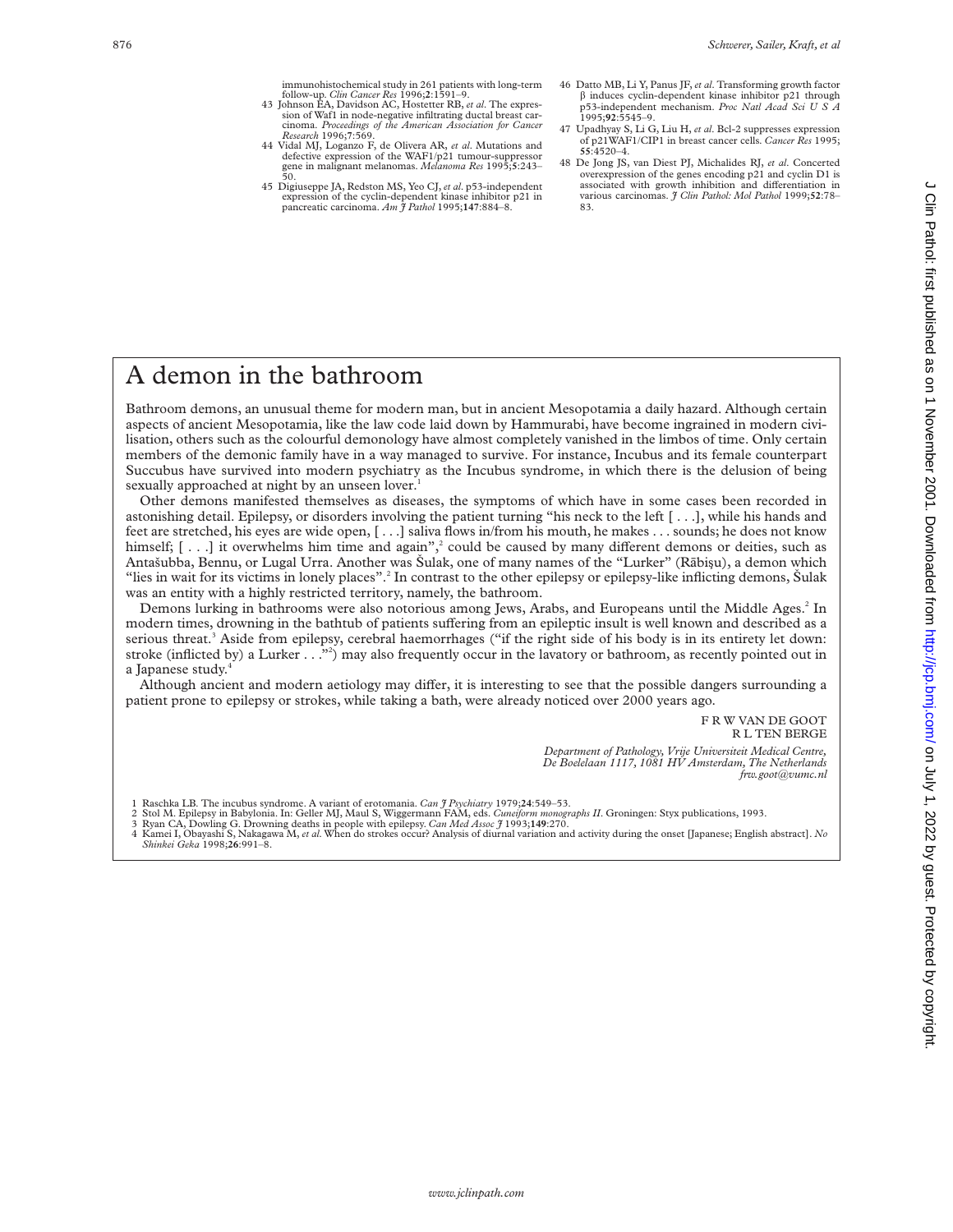immunohistochemical study in 261 patients with long-term follow-up. *Clin Cancer Res* 1996;**2**:1591–9.

43 Johnson EA, Davidson AC, Hostetter RB, *et al*. The expression of Waf1 in node-negative infiltrating ductal breast carcinoma. *Proceedings of the American Association for Cancer Research* 1996;**7**:569.

44 Vidal MJ, Loganzo F, de Olivera AR, *et al*. Mutations and defective expression of the WAF1/p21 tumour-suppressor gene in malignant melanomas. *Melanoma Res* 1995;**5**:243–50.

45 Digiuseppe JA, Redston MS, Yeo CJ, *et al*. p53-independent expression of the cyclin-dependent kinase inhibitor p21 in pancreatic carcinoma. *Am J Pathol* 1995;**147**:884–8.

46 Datto MB, Li Y, Panus JF, *et al*. Transforming growth factor β induces cyclin-dependent kinase inhibitor p21 through p53-independent mechanism. *Proc Natl Acad Sci U S A* 1995;**92**:5545–9.

47 Upadhyay S, Li G, Liu H, *et al*. Bcl-2 suppresses expression of p21WAF1/CIP1 in breast cancer cells. *Cancer Res* 1995; **55**:4520–4.

48 De Jong JS, van Diest PJ, Michalides RJ, *et al*. Concerted overexpression of the genes encoding p21 and cyclin D1 is associated with growth inhibition and differentiation in various carcinomas. *J Clin Pathol: Mol Pathol* 1999;**52**:78–83.

# A demon in the bathroom

Bathroom demons, an unusual theme for modern man, but in ancient Mesopotamia a daily hazard. Although certain aspects of ancient Mesopotamia, like the law code laid down by Hammurabi, have become ingrained in modern civilisation, others such as the colourful demonology have almost completely vanished in the limbos of time. Only certain members of the demonic family have in a way managed to survive. For instance, Incubus and its female counterpart Succubus have survived into modern psychiatry as the Incubus syndrome, in which there is the delusion of being sexually approached at night by an unseen lover.[1]

Other demons manifested themselves as diseases, the symptoms of which have in some cases been recorded in astonishing detail. Epilepsy, or disorders involving the patient turning "his neck to the left [ . . .], while his hands and feet are stretched, his eyes are wide open, [ . . .] saliva flows in/from his mouth, he makes . . . sounds; he does not know himself; [ . . .] it overwhelms him time and again",[2] could be caused by many different demons or deities, such as Antašubba, Bennu, or Lugal Urra. Another was Šulak, one of many names of the "Lurker" (Rābiṣu), a demon which "lies in wait for its victims in lonely places".[2] In contrast to the other epilepsy or epilepsy-like inflicting demons, Šulak was an entity with a highly restricted territory, namely, the bathroom.

Demons lurking in bathrooms were also notorious among Jews, Arabs, and Europeans until the Middle Ages.[2] In modern times, drowning in the bathtub of patients suffering from an epileptic insult is well known and described as a serious threat.[3] Aside from epilepsy, cerebral haemorrhages ("if the right side of his body is in its entirety let down: stroke (inflicted by) a Lurker . . ."[2]) may also frequently occur in the lavatory or bathroom, as recently pointed out in a Japanese study.[4]

Although ancient and modern aetiology may differ, it is interesting to see that the possible dangers surrounding a patient prone to epilepsy or strokes, while taking a bath, were already noticed over 2000 years ago.

F R W VAN DE GOOT
R L TEN BERGE

*Department of Pathology, Vrije Universiteit Medical Centre, De Boelelaan 1117, 1081 HV Amsterdam, The Netherlands*
*frw.goot@vumc.nl*

1 Raschka LB. The incubus syndrome. A variant of erotomania. *Can J Psychiatry* 1979;**24**:549–53.
2 Stol M. Epilepsy in Babylonia. In: Geller MJ, Maul S, Wiggermann FAM, eds. *Cuneiform monographs II*. Groningen: Styx publications, 1993.
3 Ryan CA, Dowling G. Drowning deaths in people with epilepsy. *Can Med Assoc J* 1993;**149**:270.
4 Kamei I, Obayashi S, Nakagawa M, *et al*. When do strokes occur? Analysis of diurnal variation and activity during the onset [Japanese; English abstract]. *No Shinkei Geka* 1998;**26**:991–8.